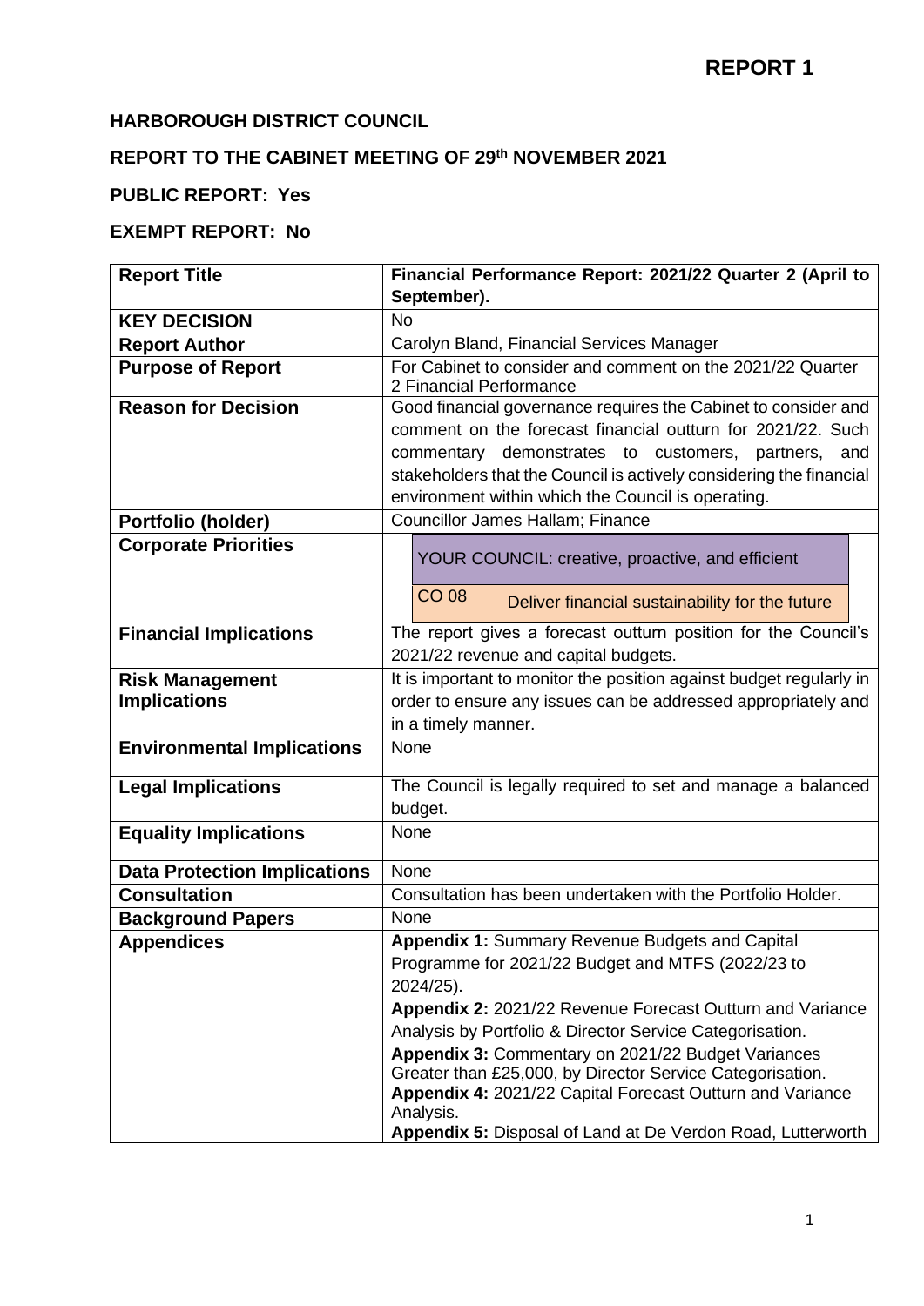# REPORT 1

**HARBOROUGH DISTRICT COUNCIL**

**REPORT TO THE CABINET MEETING OF 29th NOVEMBER 2021**

**PUBLIC REPORT: Yes**

**EXEMPT REPORT: No**

| | |
|---|---|
| **Report Title** | **Financial Performance Report: 2021/22 Quarter 2 (April to September).** |
| **KEY DECISION** | No |
| **Report Author** | Carolyn Bland, Financial Services Manager |
| **Purpose of Report** | For Cabinet to consider and comment on the 2021/22 Quarter 2 Financial Performance |
| **Reason for Decision** | Good financial governance requires the Cabinet to consider and comment on the forecast financial outturn for 2021/22. Such commentary demonstrates to customers, partners, and stakeholders that the Council is actively considering the financial environment within which the Council is operating. |
| **Portfolio (holder)** | Councillor James Hallam; Finance |
| **Corporate Priorities** | YOUR COUNCIL: creative, proactive, and efficient<br>CO 08 — Deliver financial sustainability for the future |
| **Financial Implications** | The report gives a forecast outturn position for the Council's 2021/22 revenue and capital budgets. |
| **Risk Management Implications** | It is important to monitor the position against budget regularly in order to ensure any issues can be addressed appropriately and in a timely manner. |
| **Environmental Implications** | None |
| **Legal Implications** | The Council is legally required to set and manage a balanced budget. |
| **Equality Implications** | None |
| **Data Protection Implications** | None |
| **Consultation** | Consultation has been undertaken with the Portfolio Holder. |
| **Background Papers** | None |
| **Appendices** | **Appendix 1:** Summary Revenue Budgets and Capital Programme for 2021/22 Budget and MTFS (2022/23 to 2024/25).<br>**Appendix 2:** 2021/22 Revenue Forecast Outturn and Variance Analysis by Portfolio & Director Service Categorisation.<br>**Appendix 3:** Commentary on 2021/22 Budget Variances Greater than £25,000, by Director Service Categorisation.<br>**Appendix 4:** 2021/22 Capital Forecast Outturn and Variance Analysis.<br>**Appendix 5:** Disposal of Land at De Verdon Road, Lutterworth |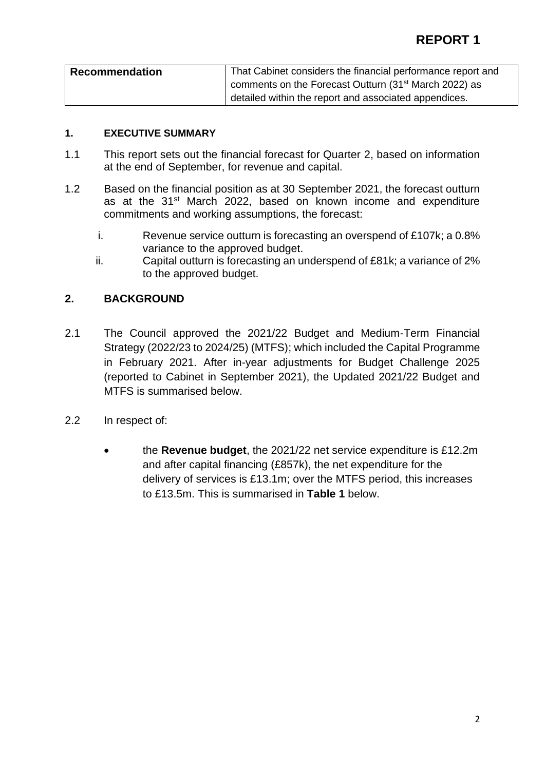# REPORT 1

| Recommendation | That Cabinet considers the financial performance report and comments on the Forecast Outturn (31st March 2022) as detailed within the report and associated appendices. |
|---|---|

## 1. EXECUTIVE SUMMARY

1.1 This report sets out the financial forecast for Quarter 2, based on information at the end of September, for revenue and capital.

1.2 Based on the financial position as at 30 September 2021, the forecast outturn as at the 31st March 2022, based on known income and expenditure commitments and working assumptions, the forecast:

i. Revenue service outturn is forecasting an overspend of £107k; a 0.8% variance to the approved budget.

ii. Capital outturn is forecasting an underspend of £81k; a variance of 2% to the approved budget.

## 2. BACKGROUND

2.1 The Council approved the 2021/22 Budget and Medium-Term Financial Strategy (2022/23 to 2024/25) (MTFS); which included the Capital Programme in February 2021. After in-year adjustments for Budget Challenge 2025 (reported to Cabinet in September 2021), the Updated 2021/22 Budget and MTFS is summarised below.

2.2 In respect of:

- the **Revenue budget**, the 2021/22 net service expenditure is £12.2m and after capital financing (£857k), the net expenditure for the delivery of services is £13.1m; over the MTFS period, this increases to £13.5m. This is summarised in **Table 1** below.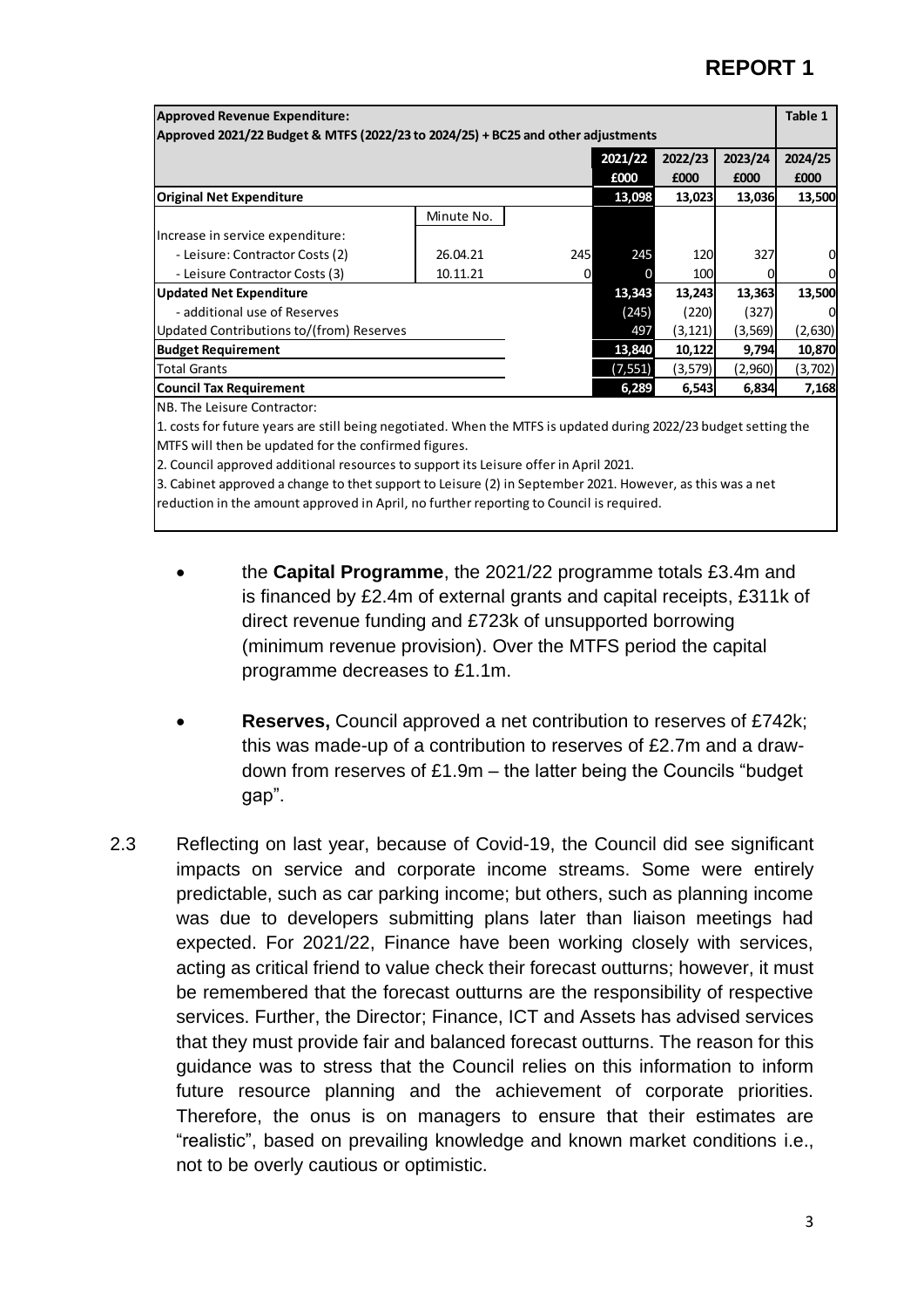# REPORT 1

| Approved Revenue Expenditure: Approved 2021/22 Budget & MTFS (2022/23 to 2024/25) + BC25 and other adjustments | | | | | | Table 1 |
|---|---|---|---|---|---|---|
| | | | 2021/22 £000 | 2022/23 £000 | 2023/24 £000 | 2024/25 £000 |
| **Original Net Expenditure** | | | **13,098** | **13,023** | **13,036** | **13,500** |
| | Minute No. | | | | | |
| Increase in service expenditure: | | | | | | |
| - Leisure: Contractor Costs (2) | 26.04.21 | 245 | 245 | 120 | 327 | 0 |
| - Leisure Contractor Costs (3) | 10.11.21 | 0 | 0 | 100 | 0 | 0 |
| **Updated Net Expenditure** | | | **13,343** | **13,243** | **13,363** | **13,500** |
| - additional use of Reserves | | | (245) | (220) | (327) | 0 |
| Updated Contributions to/(from) Reserves | | | 497 | (3,121) | (3,569) | (2,630) |
| **Budget Requirement** | | | **13,840** | **10,122** | **9,794** | **10,870** |
| Total Grants | | | (7,551) | (3,579) | (2,960) | (3,702) |
| **Council Tax Requirement** | | | **6,289** | **6,543** | **6,834** | **7,168** |

NB. The Leisure Contractor:

1. costs for future years are still being negotiated. When the MTFS is updated during 2022/23 budget setting the MTFS will then be updated for the confirmed figures.

2. Council approved additional resources to support its Leisure offer in April 2021.

3. Cabinet approved a change to thet support to Leisure (2) in September 2021. However, as this was a net reduction in the amount approved in April, no further reporting to Council is required.

- the **Capital Programme**, the 2021/22 programme totals £3.4m and is financed by £2.4m of external grants and capital receipts, £311k of direct revenue funding and £723k of unsupported borrowing (minimum revenue provision). Over the MTFS period the capital programme decreases to £1.1m.

- **Reserves,** Council approved a net contribution to reserves of £742k; this was made-up of a contribution to reserves of £2.7m and a draw-down from reserves of £1.9m – the latter being the Councils "budget gap".

2.3 Reflecting on last year, because of Covid-19, the Council did see significant impacts on service and corporate income streams. Some were entirely predictable, such as car parking income; but others, such as planning income was due to developers submitting plans later than liaison meetings had expected. For 2021/22, Finance have been working closely with services, acting as critical friend to value check their forecast outturns; however, it must be remembered that the forecast outturns are the responsibility of respective services. Further, the Director; Finance, ICT and Assets has advised services that they must provide fair and balanced forecast outturns. The reason for this guidance was to stress that the Council relies on this information to inform future resource planning and the achievement of corporate priorities. Therefore, the onus is on managers to ensure that their estimates are "realistic", based on prevailing knowledge and known market conditions i.e., not to be overly cautious or optimistic.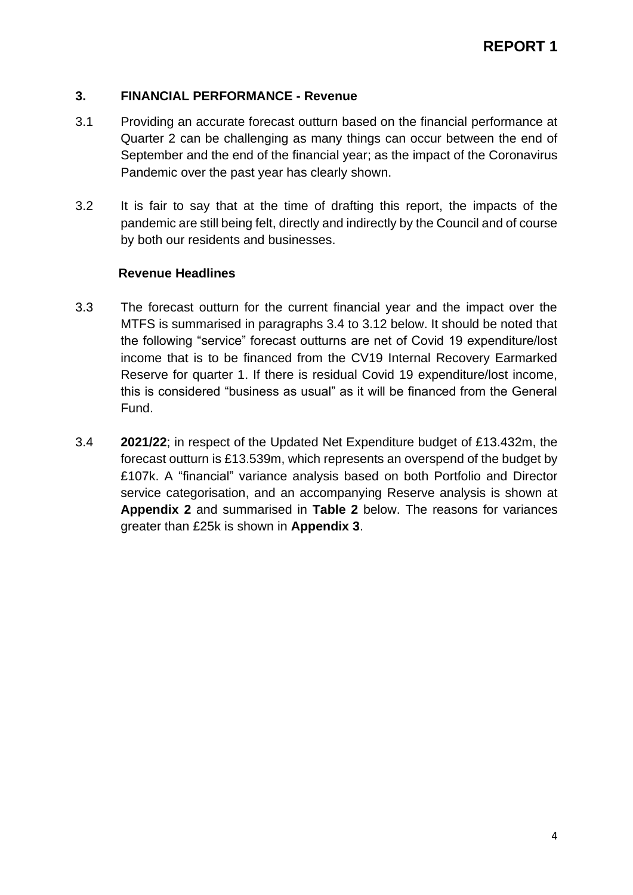**REPORT 1**

## 3. FINANCIAL PERFORMANCE - Revenue

3.1 Providing an accurate forecast outturn based on the financial performance at Quarter 2 can be challenging as many things can occur between the end of September and the end of the financial year; as the impact of the Coronavirus Pandemic over the past year has clearly shown.

3.2 It is fair to say that at the time of drafting this report, the impacts of the pandemic are still being felt, directly and indirectly by the Council and of course by both our residents and businesses.

### Revenue Headlines

3.3 The forecast outturn for the current financial year and the impact over the MTFS is summarised in paragraphs 3.4 to 3.12 below. It should be noted that the following "service" forecast outturns are net of Covid 19 expenditure/lost income that is to be financed from the CV19 Internal Recovery Earmarked Reserve for quarter 1. If there is residual Covid 19 expenditure/lost income, this is considered "business as usual" as it will be financed from the General Fund.

3.4 **2021/22**; in respect of the Updated Net Expenditure budget of £13.432m, the forecast outturn is £13.539m, which represents an overspend of the budget by £107k. A "financial" variance analysis based on both Portfolio and Director service categorisation, and an accompanying Reserve analysis is shown at **Appendix 2** and summarised in **Table 2** below. The reasons for variances greater than £25k is shown in **Appendix 3**.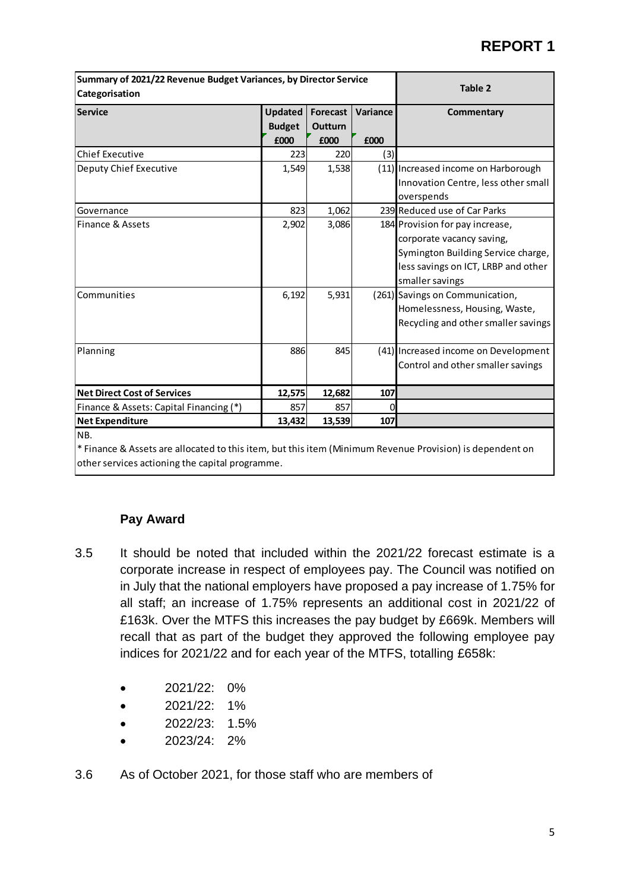**REPORT 1**

| Summary of 2021/22 Revenue Budget Variances, by Director Service Categorisation | | | | Table 2 |
|---|---|---|---|---|
| **Service** | **Updated Budget £000** | **Forecast Outturn £000** | **Variance £000** | **Commentary** |
| Chief Executive | 223 | 220 | (3) | |
| Deputy Chief Executive | 1,549 | 1,538 | (11) | Increased income on Harborough Innovation Centre, less other small overspends |
| Governance | 823 | 1,062 | 239 | Reduced use of Car Parks |
| Finance & Assets | 2,902 | 3,086 | 184 | Provision for pay increase, corporate vacancy saving, Symington Building Service charge, less savings on ICT, LRBP and other smaller savings |
| Communities | 6,192 | 5,931 | (261) | Savings on Communication, Homelessness, Housing, Waste, Recycling and other smaller savings |
| Planning | 886 | 845 | (41) | Increased income on Development Control and other smaller savings |
| **Net Direct Cost of Services** | **12,575** | **12,682** | **107** | |
| Finance & Assets: Capital Financing (*) | 857 | 857 | 0 | |
| **Net Expenditure** | **13,432** | **13,539** | **107** | |

NB.
* Finance & Assets are allocated to this item, but this item (Minimum Revenue Provision) is dependent on other services actioning the capital programme.

### Pay Award

3.5 It should be noted that included within the 2021/22 forecast estimate is a corporate increase in respect of employees pay. The Council was notified on in July that the national employers have proposed a pay increase of 1.75% for all staff; an increase of 1.75% represents an additional cost in 2021/22 of £163k. Over the MTFS this increases the pay budget by £669k. Members will recall that as part of the budget they approved the following employee pay indices for 2021/22 and for each year of the MTFS, totalling £658k:

- 2021/22: 0%
- 2021/22: 1%
- 2022/23: 1.5%
- 2023/24: 2%

3.6 As of October 2021, for those staff who are members of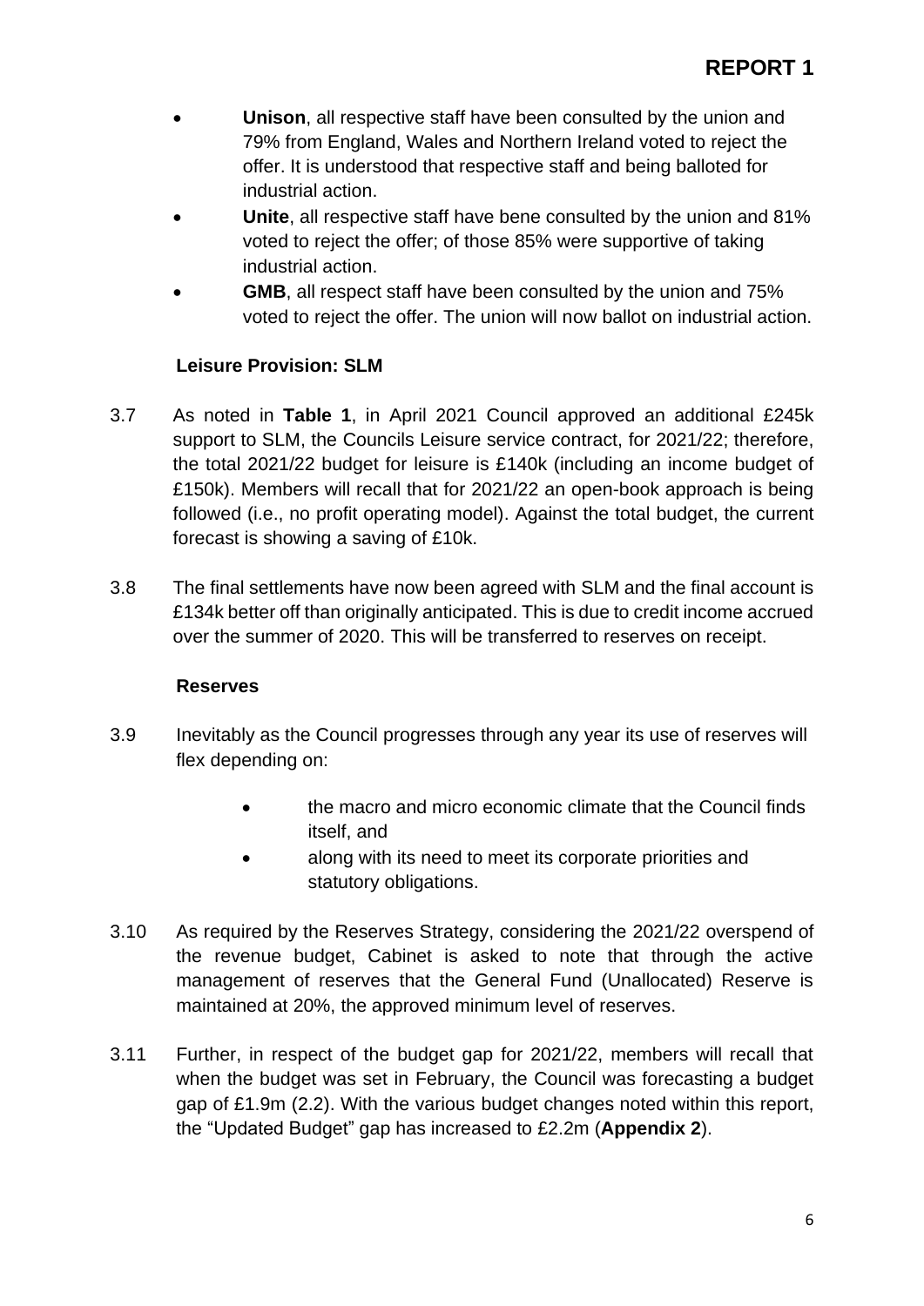- **Unison**, all respective staff have been consulted by the union and 79% from England, Wales and Northern Ireland voted to reject the offer. It is understood that respective staff and being balloted for industrial action.
- **Unite**, all respective staff have bene consulted by the union and 81% voted to reject the offer; of those 85% were supportive of taking industrial action.
- **GMB**, all respect staff have been consulted by the union and 75% voted to reject the offer. The union will now ballot on industrial action.

**Leisure Provision: SLM**

3.7 As noted in **Table 1**, in April 2021 Council approved an additional £245k support to SLM, the Councils Leisure service contract, for 2021/22; therefore, the total 2021/22 budget for leisure is £140k (including an income budget of £150k). Members will recall that for 2021/22 an open-book approach is being followed (i.e., no profit operating model). Against the total budget, the current forecast is showing a saving of £10k.

3.8 The final settlements have now been agreed with SLM and the final account is £134k better off than originally anticipated. This is due to credit income accrued over the summer of 2020. This will be transferred to reserves on receipt.

**Reserves**

3.9 Inevitably as the Council progresses through any year its use of reserves will flex depending on:

- the macro and micro economic climate that the Council finds itself, and
- along with its need to meet its corporate priorities and statutory obligations.

3.10 As required by the Reserves Strategy, considering the 2021/22 overspend of the revenue budget, Cabinet is asked to note that through the active management of reserves that the General Fund (Unallocated) Reserve is maintained at 20%, the approved minimum level of reserves.

3.11 Further, in respect of the budget gap for 2021/22, members will recall that when the budget was set in February, the Council was forecasting a budget gap of £1.9m (2.2). With the various budget changes noted within this report, the "Updated Budget" gap has increased to £2.2m (**Appendix 2**).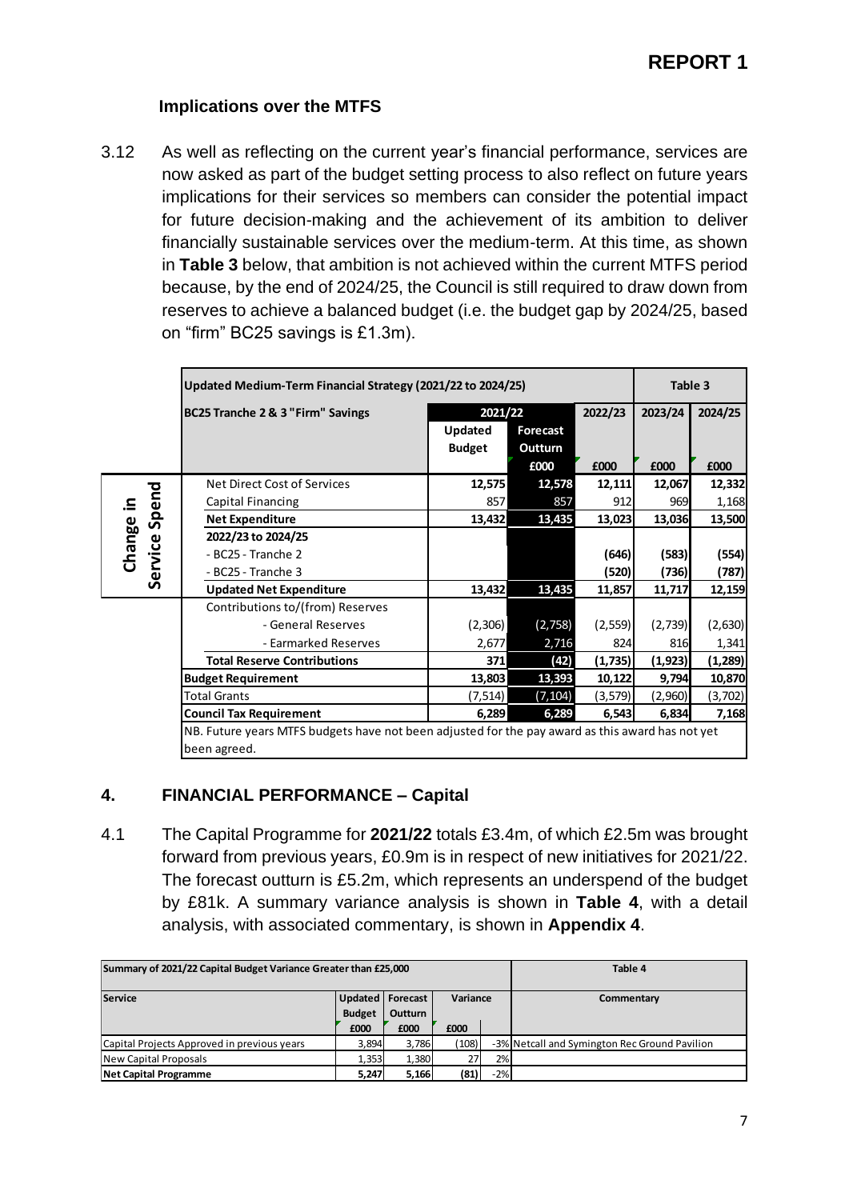**REPORT 1**

### Implications over the MTFS

3.12 As well as reflecting on the current year's financial performance, services are now asked as part of the budget setting process to also reflect on future years implications for their services so members can consider the potential impact for future decision-making and the achievement of its ambition to deliver financially sustainable services over the medium-term. At this time, as shown in **Table 3** below, that ambition is not achieved within the current MTFS period because, by the end of 2024/25, the Council is still required to draw down from reserves to achieve a balanced budget (i.e. the budget gap by 2024/25, based on "firm" BC25 savings is £1.3m).

| | Updated Medium-Term Financial Strategy (2021/22 to 2024/25) | | | | Table 3 | |
|---|---|---|---|---|---|---|
| | **BC25 Tranche 2 & 3 "Firm" Savings** | **2021/22** | | **2022/23** | **2023/24** | **2024/25** |
| | | **Updated Budget** | **Forecast Outturn** | | | |
| | | | **£000** | **£000** | **£000** | **£000** |
| **Change in Service Spend** | Net Direct Cost of Services | **12,575** | **12,578** | **12,111** | **12,067** | **12,332** |
| | Capital Financing | 857 | 857 | 912 | 969 | 1,168 |
| | **Net Expenditure** | **13,432** | **13,435** | **13,023** | **13,036** | **13,500** |
| | **2022/23 to 2024/25** | | | | | |
| | - BC25 - Tranche 2 | | | **(646)** | **(583)** | **(554)** |
| | - BC25 - Tranche 3 | | | **(520)** | **(736)** | **(787)** |
| | **Updated Net Expenditure** | **13,432** | **13,435** | **11,857** | **11,717** | **12,159** |
| | Contributions to/(from) Reserves | | | | | |
| | - General Reserves | (2,306) | (2,758) | (2,559) | (2,739) | (2,630) |
| | - Earmarked Reserves | 2,677 | 2,716 | 824 | 816 | 1,341 |
| | **Total Reserve Contributions** | **371** | **(42)** | **(1,735)** | **(1,923)** | **(1,289)** |
| | **Budget Requirement** | **13,803** | **13,393** | **10,122** | **9,794** | **10,870** |
| | Total Grants | (7,514) | (7,104) | (3,579) | (2,960) | (3,702) |
| | **Council Tax Requirement** | **6,289** | **6,289** | **6,543** | **6,834** | **7,168** |

NB. Future years MTFS budgets have not been adjusted for the pay award as this award has not yet been agreed.

## 4. FINANCIAL PERFORMANCE – Capital

4.1 The Capital Programme for **2021/22** totals £3.4m, of which £2.5m was brought forward from previous years, £0.9m is in respect of new initiatives for 2021/22. The forecast outturn is £5.2m, which represents an underspend of the budget by £81k. A summary variance analysis is shown in **Table 4**, with a detail analysis, with associated commentary, is shown in **Appendix 4**.

| Summary of 2021/22 Capital Budget Variance Greater than £25,000 | | | | | Table 4 |
|---|---|---|---|---|---|
| **Service** | **Updated Budget** | **Forecast Outturn** | **Variance** | | **Commentary** |
| | **£000** | **£000** | **£000** | | |
| Capital Projects Approved in previous years | 3,894 | 3,786 | (108) | -3% | Netcall and Symington Rec Ground Pavilion |
| New Capital Proposals | 1,353 | 1,380 | 27 | 2% | |
| **Net Capital Programme** | **5,247** | **5,166** | **(81)** | -2% | |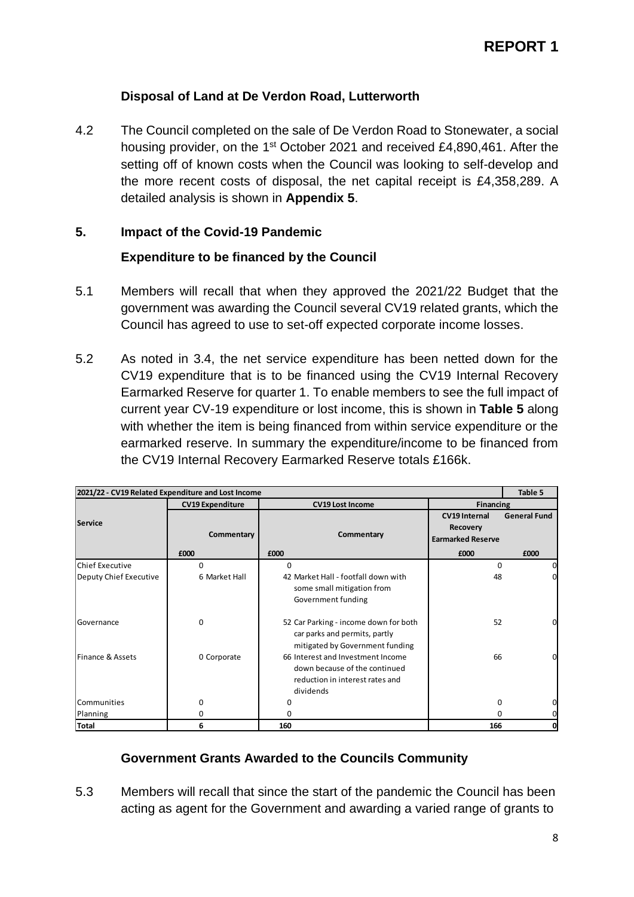**REPORT 1**

### Disposal of Land at De Verdon Road, Lutterworth

4.2 The Council completed on the sale of De Verdon Road to Stonewater, a social housing provider, on the 1st October 2021 and received £4,890,461. After the setting off of known costs when the Council was looking to self-develop and the more recent costs of disposal, the net capital receipt is £4,358,289. A detailed analysis is shown in **Appendix 5**.

## 5. Impact of the Covid-19 Pandemic

### Expenditure to be financed by the Council

5.1 Members will recall that when they approved the 2021/22 Budget that the government was awarding the Council several CV19 related grants, which the Council has agreed to use to set-off expected corporate income losses.

5.2 As noted in 3.4, the net service expenditure has been netted down for the CV19 expenditure that is to be financed using the CV19 Internal Recovery Earmarked Reserve for quarter 1. To enable members to see the full impact of current year CV-19 expenditure or lost income, this is shown in **Table 5** along with whether the item is being financed from within service expenditure or the earmarked reserve. In summary the expenditure/income to be financed from the CV19 Internal Recovery Earmarked Reserve totals £166k.

**2021/22 - CV19 Related Expenditure and Lost Income** — **Table 5**

| Service | CV19 Expenditure | | CV19 Lost Income | | Financing | |
|---|---|---|---|---|---|---|
| | | Commentary | | Commentary | CV19 Internal Recovery Earmarked Reserve | General Fund |
| | £000 | | £000 | | £000 | £000 |
| Chief Executive | 0 | | 0 | | 0 | 0 |
| Deputy Chief Executive | 6 | Market Hall | 42 | Market Hall - footfall down with some small mitigation from Government funding | 48 | 0 |
| Governance | 0 | | 52 | Car Parking - income down for both car parks and permits, partly mitigated by Government funding | 52 | 0 |
| Finance & Assets | 0 | Corporate | 66 | Interest and Investment Income down because of the continued reduction in interest rates and dividends | 66 | 0 |
| Communities | 0 | | 0 | | 0 | 0 |
| Planning | 0 | | 0 | | 0 | 0 |
| **Total** | **6** | | **160** | | **166** | **0** |

### Government Grants Awarded to the Councils Community

5.3 Members will recall that since the start of the pandemic the Council has been acting as agent for the Government and awarding a varied range of grants to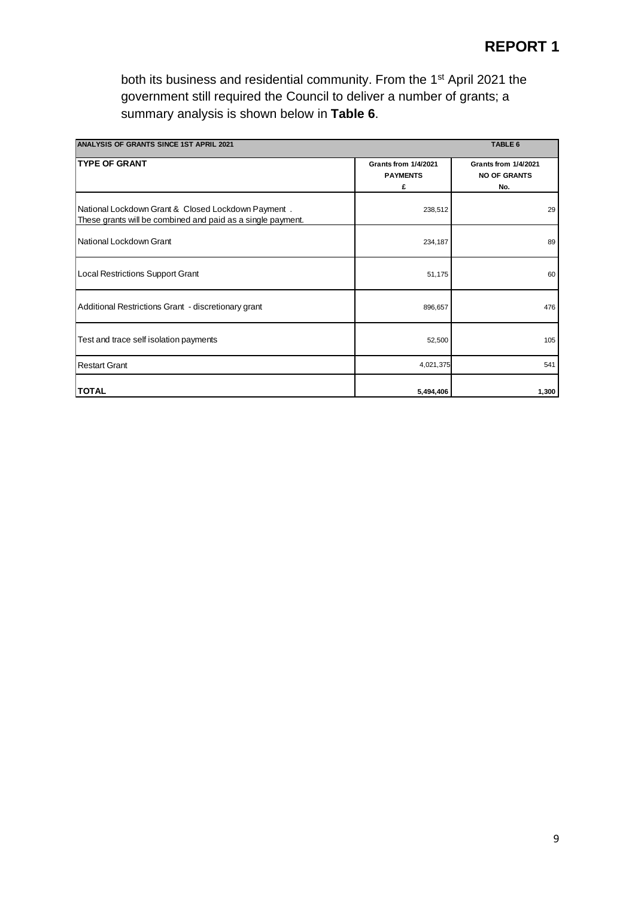**REPORT 1**

both its business and residential community. From the 1st April 2021 the government still required the Council to deliver a number of grants; a summary analysis is shown below in **Table 6**.

| ANALYSIS OF GRANTS SINCE 1ST APRIL 2021 | TABLE 6 | |
|---|---|---|
| **TYPE OF GRANT** | **Grants from 1/4/2021 PAYMENTS £** | **Grants from 1/4/2021 NO OF GRANTS No.** |
| National Lockdown Grant & Closed Lockdown Payment . These grants will be combined and paid as a single payment. | 238,512 | 29 |
| National Lockdown Grant | 234,187 | 89 |
| Local Restrictions Support Grant | 51,175 | 60 |
| Additional Restrictions Grant - discretionary grant | 896,657 | 476 |
| Test and trace self isolation payments | 52,500 | 105 |
| Restart Grant | 4,021,375 | 541 |
| **TOTAL** | **5,494,406** | **1,300** |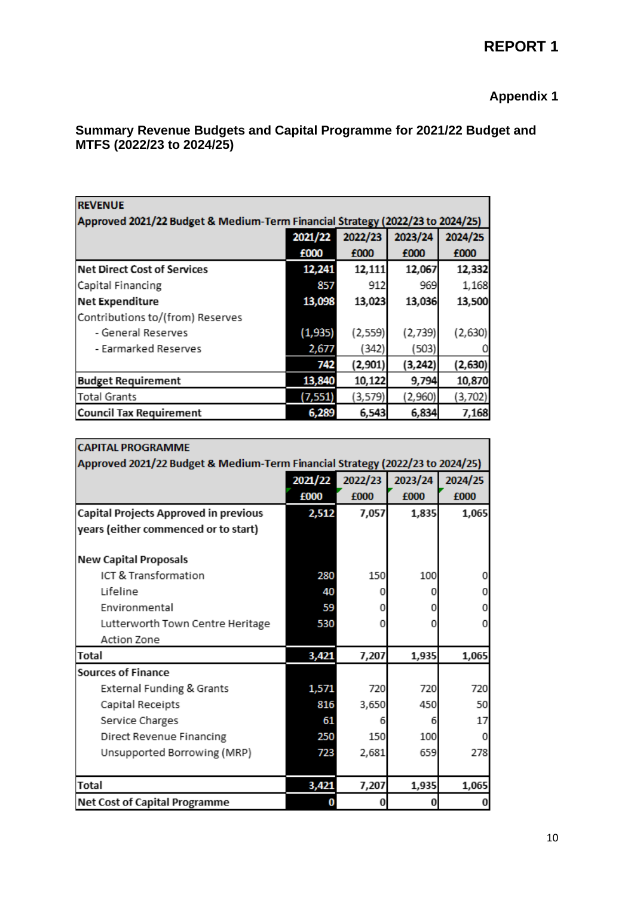# REPORT 1

## Appendix 1

### Summary Revenue Budgets and Capital Programme for 2021/22 Budget and MTFS (2022/23 to 2024/25)

| **REVENUE**<br>**Approved 2021/22 Budget & Medium-Term Financial Strategy (2022/23 to 2024/25)** | | | | |
|---|---|---|---|---|
| | **2021/22**<br>**£000** | **2022/23**<br>**£000** | **2023/24**<br>**£000** | **2024/25**<br>**£000** |
| **Net Direct Cost of Services** | **12,241** | **12,111** | **12,067** | **12,332** |
| Capital Financing | 857 | 912 | 969 | 1,168 |
| **Net Expenditure** | **13,098** | **13,023** | **13,036** | **13,500** |
| Contributions to/(from) Reserves | | | | |
| - General Reserves | (1,935) | (2,559) | (2,739) | (2,630) |
| - Earmarked Reserves | 2,677 | (342) | (503) | 0 |
| | **742** | **(2,901)** | **(3,242)** | **(2,630)** |
| **Budget Requirement** | **13,840** | **10,122** | **9,794** | **10,870** |
| Total Grants | (7,551) | (3,579) | (2,960) | (3,702) |
| **Council Tax Requirement** | **6,289** | **6,543** | **6,834** | **7,168** |

| **CAPITAL PROGRAMME**<br>**Approved 2021/22 Budget & Medium-Term Financial Strategy (2022/23 to 2024/25)** | | | | |
|---|---|---|---|---|
| | **2021/22**<br>**£000** | **2022/23**<br>**£000** | **2023/24**<br>**£000** | **2024/25**<br>**£000** |
| **Capital Projects Approved in previous years (either commenced or to start)** | **2,512** | **7,057** | **1,835** | **1,065** |
| **New Capital Proposals** | | | | |
| ICT & Transformation | 280 | 150 | 100 | 0 |
| Lifeline | 40 | 0 | 0 | 0 |
| Environmental | 59 | 0 | 0 | 0 |
| Lutterworth Town Centre Heritage Action Zone | 530 | 0 | 0 | 0 |
| **Total** | **3,421** | **7,207** | **1,935** | **1,065** |
| **Sources of Finance** | | | | |
| External Funding & Grants | 1,571 | 720 | 720 | 720 |
| Capital Receipts | 816 | 3,650 | 450 | 50 |
| Service Charges | 61 | 6 | 6 | 17 |
| Direct Revenue Financing | 250 | 150 | 100 | 0 |
| Unsupported Borrowing (MRP) | 723 | 2,681 | 659 | 278 |
| **Total** | **3,421** | **7,207** | **1,935** | **1,065** |
| **Net Cost of Capital Programme** | **0** | **0** | **0** | **0** |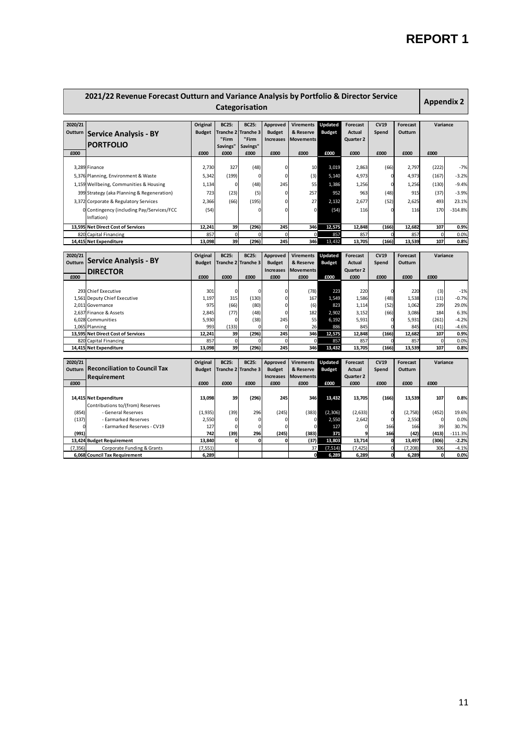# REPORT 1

## 2021/22 Revenue Forecast Outturn and Variance Analysis by Portfolio & Director Service Categorisation

**Appendix 2**

| 2020/21 Outturn | Service Analysis - BY PORTFOLIO | Original Budget | BC25: Tranche 2 "Firm Savings" | BC25: Tranche 3 "Firm Savings" | Approved Budget Increases | Virements & Reserve Movements | Updated Budget | Forecast Actual Quarter 2 | CV19 Spend | Forecast Outturn | Variance | |
|---|---|---|---|---|---|---|---|---|---|---|---|---|
| £000 | | £000 | £000 | £000 | £000 | £000 | £000 | £000 | £000 | £000 | £000 | |
| 3,289 | Finance | 2,730 | 327 | (48) | 0 | 10 | 3,019 | 2,863 | (66) | 2,797 | (222) | -7% |
| 5,376 | Planning, Environment & Waste | 5,342 | (199) | 0 | 0 | (3) | 5,140 | 4,973 | 0 | 4,973 | (167) | -3.2% |
| 1,159 | Wellbeing, Communities & Housing | 1,134 | 0 | (48) | 245 | 55 | 1,386 | 1,256 | 0 | 1,256 | (130) | -9.4% |
| 399 | Strategy (aka Planning & Regeneration) | 723 | (23) | (5) | 0 | 257 | 952 | 963 | (48) | 915 | (37) | -3.9% |
| 3,372 | Corporate & Regulatory Services | 2,366 | (66) | (195) | 0 | 27 | 2,132 | 2,677 | (52) | 2,625 | 493 | 23.1% |
| 0 | Contingency (including Pay/Services/FCC Inflation) | (54) | | 0 | 0 | 0 | (54) | 116 | 0 | 116 | 170 | -314.8% |
| **13,595** | **Net Direct Cost of Services** | **12,241** | **39** | **(296)** | **245** | **346** | **12,575** | **12,848** | **(166)** | **12,682** | **107** | **0.9%** |
| 820 | Capital Financing | 857 | 0 | 0 | 0 | 0 | 857 | 857 | 0 | 857 | 0 | 0.0% |
| **14,415** | **Net Expenditure** | **13,098** | **39** | **(296)** | **245** | **346** | **13,432** | **13,705** | **(166)** | **13,539** | **107** | **0.8%** |

| 2020/21 Outturn | Service Analysis - BY DIRECTOR | Original Budget | BC25: Tranche 2 | BC25: Tranche 3 | Approved Budget Increases | Virements & Reserve Movements | Updated Budget | Forecast Actual Quarter 2 | CV19 Spend | Forecast Outturn | Variance | |
|---|---|---|---|---|---|---|---|---|---|---|---|---|
| £000 | | £000 | £000 | £000 | £000 | £000 | £000 | £000 | £000 | £000 | £000 | |
| 293 | Chief Executive | 301 | 0 | 0 | 0 | (78) | 223 | 220 | 0 | 220 | (3) | -1% |
| 1,561 | Deputy Chief Executive | 1,197 | 315 | (130) | 0 | 167 | 1,549 | 1,586 | (48) | 1,538 | (11) | -0.7% |
| 2,011 | Governance | 975 | (66) | (80) | 0 | (6) | 823 | 1,114 | (52) | 1,062 | 239 | 29.0% |
| 2,637 | Finance & Assets | 2,845 | (77) | (48) | 0 | 182 | 2,902 | 3,152 | (66) | 3,086 | 184 | 6.3% |
| 6,028 | Communities | 5,930 | 0 | (38) | 245 | 55 | 6,192 | 5,931 | 0 | 5,931 | (261) | -4.2% |
| 1,065 | Planning | 993 | (133) | 0 | 0 | 26 | 886 | 845 | 0 | 845 | (41) | -4.6% |
| **13,595** | **Net Direct Cost of Services** | **12,241** | **39** | **(296)** | **245** | **346** | **12,575** | **12,848** | **(166)** | **12,682** | **107** | **0.9%** |
| 820 | Capital Financing | 857 | 0 | 0 | 0 | 0 | 857 | 857 | 0 | 857 | 0 | 0.0% |
| **14,415** | **Net Expenditure** | **13,098** | **39** | **(296)** | **245** | **346** | **13,432** | **13,705** | **(166)** | **13,539** | **107** | **0.8%** |

| 2020/21 Outturn | Reconciliation to Council Tax Requirement | Original Budget | BC25: Tranche 2 | BC25: Tranche 3 | Approved Budget Increases | Virements & Reserve Movements | Updated Budget | Forecast Actual Quarter 2 | CV19 Spend | Forecast Outturn | Variance | |
|---|---|---|---|---|---|---|---|---|---|---|---|---|
| £000 | | £000 | £000 | £000 | £000 | £000 | £000 | £000 | £000 | £000 | £000 | |
| **14,415** | **Net Expenditure** | **13,098** | **39** | **(296)** | **245** | **346** | **13,432** | **13,705** | **(166)** | **13,539** | **107** | **0.8%** |
| | Contributions to/(from) Reserves | | | | | | | | | | | |
| (854) | - General Reserves | (1,935) | (39) | 296 | (245) | (383) | (2,306) | (2,633) | 0 | (2,758) | (452) | 19.6% |
| (137) | - Earmarked Reserves | 2,550 | 0 | 0 | 0 | 0 | 2,550 | 2,642 | 0 | 2,550 | 0 | 0.0% |
| 0 | - Earmarked Reserves - CV19 | 127 | 0 | 0 | 0 | 0 | 127 | 0 | 166 | 166 | 39 | 30.7% |
| **(991)** | | **742** | **(39)** | **296** | **(245)** | **(383)** | **371** | **9** | **166** | **(42)** | **(413)** | **-111.3%** |
| **13,424** | **Budget Requirement** | **13,840** | **0** | **0** | **0** | **(37)** | **13,803** | **13,714** | **0** | **13,497** | **(306)** | **-2.2%** |
| (7,356) | Corporate Funding & Grants | (7,551) | | | | 37 | (7,514) | (7,425) | 0 | (7,208) | 306 | -4.1% |
| **6,068** | **Council Tax Requirement** | **6,289** | | | | **0** | **6,289** | **6,289** | **0** | **6,289** | **0** | **0.0%** |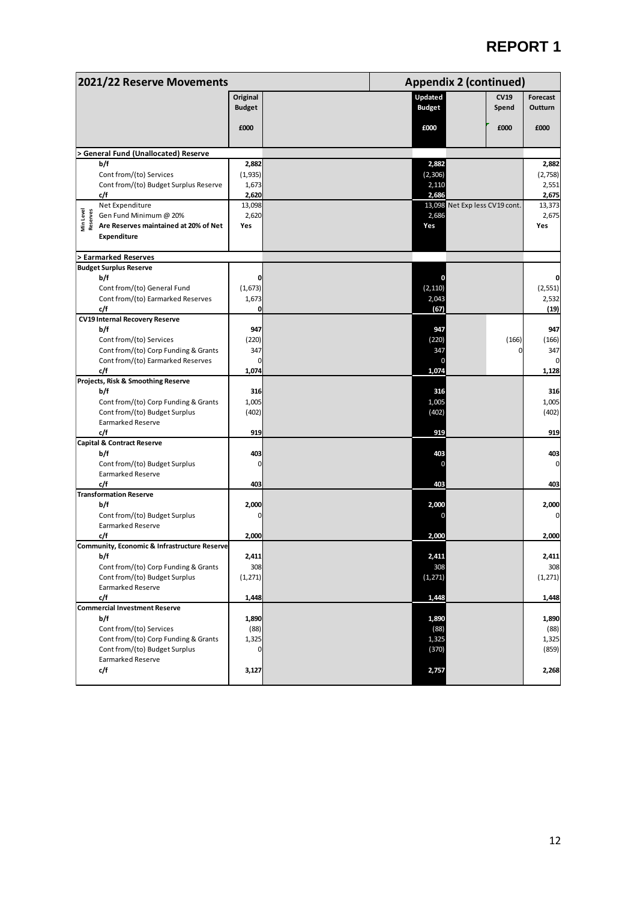# REPORT 1

| 2021/22 Reserve Movements | Original Budget | Updated Budget | | CV19 Spend | Forecast Outturn |
|---|---|---|---|---|---|
| | £000 | £000 | | £000 | £000 |
| **> General Fund (Unallocated) Reserve** | | | | | |
| **b/f** | **2,882** | **2,882** | | | **2,882** |
| Cont from/(to) Services | (1,935) | (2,306) | | | (2,758) |
| Cont from/(to) Budget Surplus Reserve | 1,673 | 2,110 | | | 2,551 |
| **c/f** | **2,620** | **2,686** | | | **2,675** |
| Min Level Reserves: Net Expenditure | 13,098 | 13,098 | Net Exp less CV19 cont. | | 13,373 |
| Min Level Reserves: Gen Fund Minimum @ 20% | 2,620 | 2,686 | | | 2,675 |
| **Min Level Reserves: Are Reserves maintained at 20% of Net Expenditure** | **Yes** | **Yes** | | | **Yes** |
| **> Earmarked Reserves** | | | | | |
| **Budget Surplus Reserve** | | | | | |
| **b/f** | **0** | **0** | | | **0** |
| Cont from/(to) General Fund | (1,673) | (2,110) | | | (2,551) |
| Cont from/(to) Earmarked Reserves | 1,673 | 2,043 | | | 2,532 |
| **c/f** | **0** | **(67)** | | | **(19)** |
| **CV19 Internal Recovery Reserve** | | | | | |
| **b/f** | **947** | **947** | | | **947** |
| Cont from/(to) Services | (220) | (220) | | (166) | (166) |
| Cont from/(to) Corp Funding & Grants | 347 | 347 | | 0 | 347 |
| Cont from/(to) Earmarked Reserves | 0 | 0 | | | 0 |
| **c/f** | **1,074** | **1,074** | | | **1,128** |
| **Projects, Risk & Smoothing Reserve** | | | | | |
| **b/f** | **316** | **316** | | | **316** |
| Cont from/(to) Corp Funding & Grants | 1,005 | 1,005 | | | 1,005 |
| Cont from/(to) Budget Surplus Earmarked Reserve | (402) | (402) | | | (402) |
| **c/f** | **919** | **919** | | | **919** |
| **Capital & Contract Reserve** | | | | | |
| **b/f** | **403** | **403** | | | **403** |
| Cont from/(to) Budget Surplus Earmarked Reserve | 0 | 0 | | | 0 |
| **c/f** | **403** | **403** | | | **403** |
| **Transformation Reserve** | | | | | |
| **b/f** | **2,000** | **2,000** | | | **2,000** |
| Cont from/(to) Budget Surplus Earmarked Reserve | 0 | 0 | | | 0 |
| **c/f** | **2,000** | **2,000** | | | **2,000** |
| **Community, Economic & Infrastructure Reserve** | | | | | |
| **b/f** | **2,411** | **2,411** | | | **2,411** |
| Cont from/(to) Corp Funding & Grants | 308 | 308 | | | 308 |
| Cont from/(to) Budget Surplus Earmarked Reserve | (1,271) | (1,271) | | | (1,271) |
| **c/f** | **1,448** | **1,448** | | | **1,448** |
| **Commercial Investment Reserve** | | | | | |
| **b/f** | **1,890** | **1,890** | | | **1,890** |
| Cont from/(to) Services | (88) | (88) | | | (88) |
| Cont from/(to) Corp Funding & Grants | 1,325 | 1,325 | | | 1,325 |
| Cont from/(to) Budget Surplus Earmarked Reserve | 0 | (370) | | | (859) |
| **c/f** | **3,127** | **2,757** | | | **2,268** |

Appendix 2 (continued)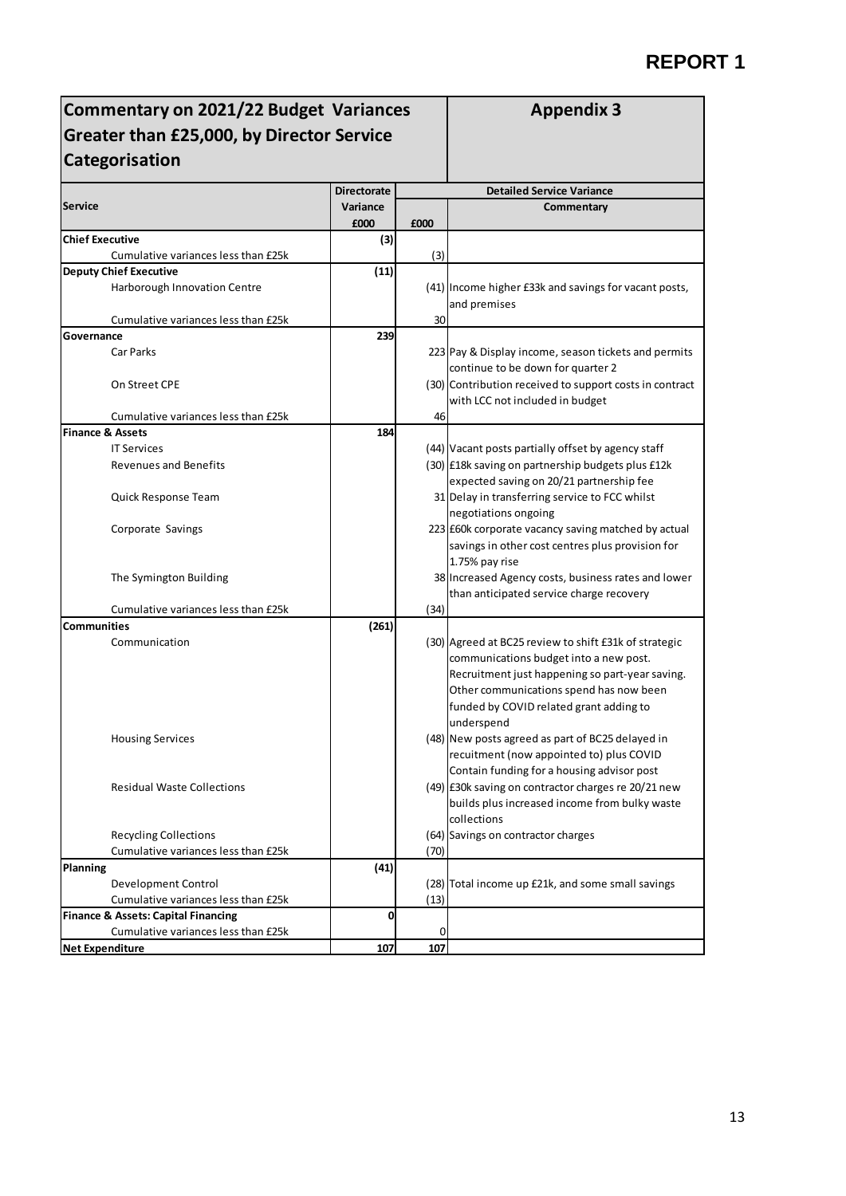**REPORT 1**

## Commentary on 2021/22 Budget Variances Greater than £25,000, by Director Service Categorisation

## Appendix 3

| Service | Directorate Variance £000 | Detailed Service Variance £000 | Commentary |
|---|---|---|---|
| **Chief Executive** | **(3)** | | |
| Cumulative variances less than £25k | | (3) | |
| **Deputy Chief Executive** | **(11)** | | |
| Harborough Innovation Centre | | (41) | Income higher £33k and savings for vacant posts, and premises |
| Cumulative variances less than £25k | | 30 | |
| **Governance** | **239** | | |
| Car Parks | | 223 | Pay & Display income, season tickets and permits continue to be down for quarter 2 |
| On Street CPE | | (30) | Contribution received to support costs in contract with LCC not included in budget |
| Cumulative variances less than £25k | | 46 | |
| **Finance & Assets** | **184** | | |
| IT Services | | (44) | Vacant posts partially offset by agency staff |
| Revenues and Benefits | | (30) | £18k saving on partnership budgets plus £12k expected saving on 20/21 partnership fee |
| Quick Response Team | | 31 | Delay in transferring service to FCC whilst negotiations ongoing |
| Corporate Savings | | 223 | £60k corporate vacancy saving matched by actual savings in other cost centres plus provision for 1.75% pay rise |
| The Symington Building | | 38 | Increased Agency costs, business rates and lower than anticipated service charge recovery |
| Cumulative variances less than £25k | | (34) | |
| **Communities** | **(261)** | | |
| Communication | | (30) | Agreed at BC25 review to shift £31k of strategic communications budget into a new post. Recruitment just happening so part-year saving. Other communications spend has now been funded by COVID related grant adding to underspend |
| Housing Services | | (48) | New posts agreed as part of BC25 delayed in recuitment (now appointed to) plus COVID Contain funding for a housing advisor post |
| Residual Waste Collections | | (49) | £30k saving on contractor charges re 20/21 new builds plus increased income from bulky waste collections |
| Recycling Collections | | (64) | Savings on contractor charges |
| Cumulative variances less than £25k | | (70) | |
| **Planning** | **(41)** | | |
| Development Control | | (28) | Total income up £21k, and some small savings |
| Cumulative variances less than £25k | | (13) | |
| **Finance & Assets: Capital Financing** | **0** | | |
| Cumulative variances less than £25k | | 0 | |
| **Net Expenditure** | **107** | **107** | |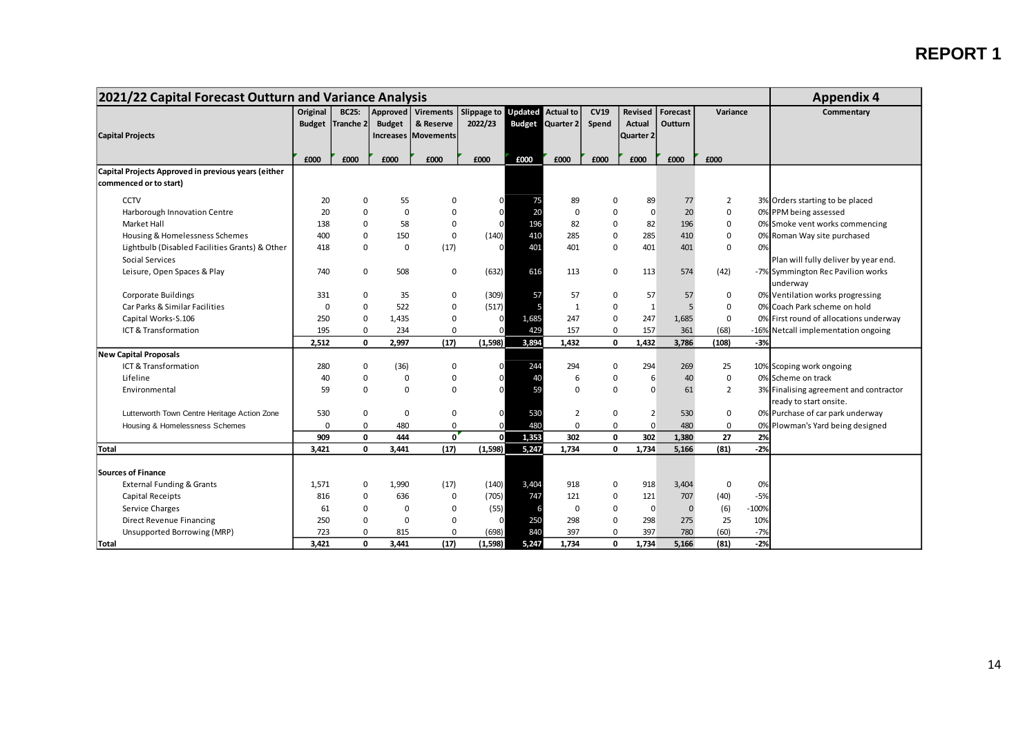# REPORT 1

| 2021/22 Capital Forecast Outturn and Variance Analysis | | | | | | | | | | | | | | Appendix 4 |
|---|---|---|---|---|---|---|---|---|---|---|---|---|---|---|
| Capital Projects | Original Budget | BC25: Tranche 2 | Approved Budget Increases | Virements & Reserve Movements | Slippage to 2022/23 | Updated Budget | Actual to Quarter 2 | CV19 Spend | Revised Actual Quarter 2 | Forecast Outturn | Variance | | | Commentary |
| | £000 | £000 | £000 | £000 | £000 | £000 | £000 | £000 | £000 | £000 | £000 | | | |
| **Capital Projects Approved in previous years (either commenced or to start)** | | | | | | | | | | | | | | |
| CCTV | 20 | 0 | 55 | 0 | 0 | 75 | 89 | 0 | 89 | 77 | 2 | 3% | | Orders starting to be placed |
| Harborough Innovation Centre | 20 | 0 | 0 | 0 | 0 | 20 | 0 | 0 | 0 | 20 | 0 | 0% | | PPM being assessed |
| Market Hall | 138 | 0 | 58 | 0 | 0 | 196 | 82 | 0 | 82 | 196 | 0 | 0% | | Smoke vent works commencing |
| Housing & Homelessness Schemes | 400 | 0 | 150 | 0 | (140) | 410 | 285 | 0 | 285 | 410 | 0 | 0% | | Roman Way site purchased |
| Lightbulb (Disabled Facilities Grants) & Other Social Services | 418 | 0 | 0 | (17) | 0 | 401 | 401 | 0 | 401 | 401 | 0 | 0% | | Plan will fully deliver by year end. |
| Leisure, Open Spaces & Play | 740 | 0 | 508 | 0 | (632) | 616 | 113 | 0 | 113 | 574 | (42) | -7% | | Symmington Rec Pavilion works underway |
| Corporate Buildings | 331 | 0 | 35 | 0 | (309) | 57 | 57 | 0 | 57 | 57 | 0 | 0% | | Ventilation works progressing |
| Car Parks & Similar Facilities | 0 | 0 | 522 | 0 | (517) | 5 | 1 | 0 | 1 | 5 | 0 | 0% | | Coach Park scheme on hold |
| Capital Works-S.106 | 250 | 0 | 1,435 | 0 | 0 | 1,685 | 247 | 0 | 247 | 1,685 | 0 | 0% | | First round of allocations underway |
| ICT & Transformation | 195 | 0 | 234 | 0 | 0 | 429 | 157 | 0 | 157 | 361 | (68) | -16% | | Netcall implementation ongoing |
| | **2,512** | **0** | **2,997** | **(17)** | **(1,598)** | **3,894** | **1,432** | **0** | **1,432** | **3,786** | **(108)** | **-3%** | | |
| **New Capital Proposals** | | | | | | | | | | | | | | |
| ICT & Transformation | 280 | 0 | (36) | 0 | 0 | 244 | 294 | 0 | 294 | 269 | 25 | 10% | | Scoping work ongoing |
| Lifeline | 40 | 0 | 0 | 0 | 0 | 40 | 6 | 0 | 6 | 40 | 0 | 0% | | Scheme on track |
| Environmental | 59 | 0 | 0 | 0 | 0 | 59 | 0 | 0 | 0 | 61 | 2 | 3% | | Finalising agreement and contractor ready to start onsite. |
| Lutterworth Town Centre Heritage Action Zone | 530 | 0 | 0 | 0 | 0 | 530 | 2 | 0 | 2 | 530 | 0 | 0% | | Purchase of car park underway |
| Housing & Homelessness Schemes | 0 | 0 | 480 | 0 | 0 | 480 | 0 | 0 | 0 | 480 | 0 | 0% | | Plowman's Yard being designed |
| | **909** | **0** | **444** | **0** | **0** | **1,353** | **302** | **0** | **302** | **1,380** | **27** | **2%** | | |
| **Total** | **3,421** | **0** | **3,441** | **(17)** | **(1,598)** | **5,247** | **1,734** | **0** | **1,734** | **5,166** | **(81)** | **-2%** | | |
| **Sources of Finance** | | | | | | | | | | | | | | |
| External Funding & Grants | 1,571 | 0 | 1,990 | (17) | (140) | 3,404 | 918 | 0 | 918 | 3,404 | 0 | 0% | | |
| Capital Receipts | 816 | 0 | 636 | 0 | (705) | 747 | 121 | 0 | 121 | 707 | (40) | -5% | | |
| Service Charges | 61 | 0 | 0 | 0 | (55) | 6 | 0 | 0 | 0 | 0 | (6) | -100% | | |
| Direct Revenue Financing | 250 | 0 | 0 | 0 | 0 | 250 | 298 | 0 | 298 | 275 | 25 | 10% | | |
| Unsupported Borrowing (MRP) | 723 | 0 | 815 | 0 | (698) | 840 | 397 | 0 | 397 | 780 | (60) | -7% | | |
| **Total** | **3,421** | **0** | **3,441** | **(17)** | **(1,598)** | **5,247** | **1,734** | **0** | **1,734** | **5,166** | **(81)** | **-2%** | | |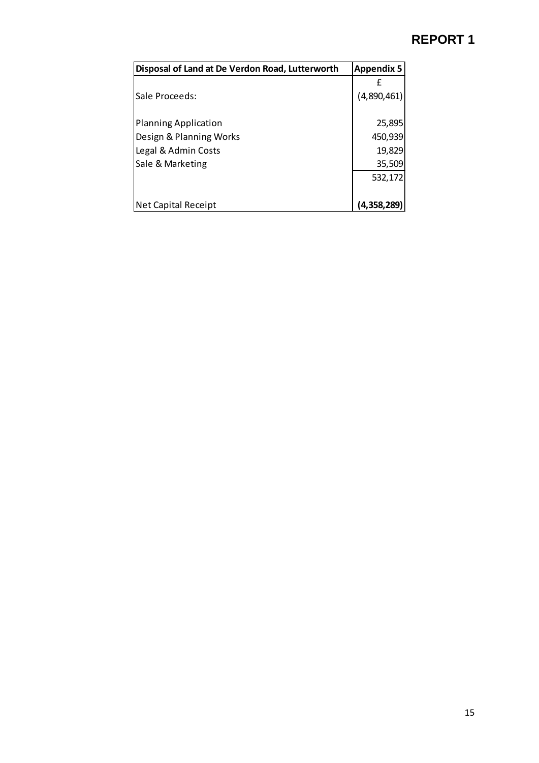# REPORT 1

| Disposal of Land at De Verdon Road, Lutterworth | Appendix 5 |
|---|---|
| | £ |
| Sale Proceeds: | (4,890,461) |
| | |
| Planning Application | 25,895 |
| Design & Planning Works | 450,939 |
| Legal & Admin Costs | 19,829 |
| Sale & Marketing | 35,509 |
| | 532,172 |
| | |
| Net Capital Receipt | **(4,358,289)** |